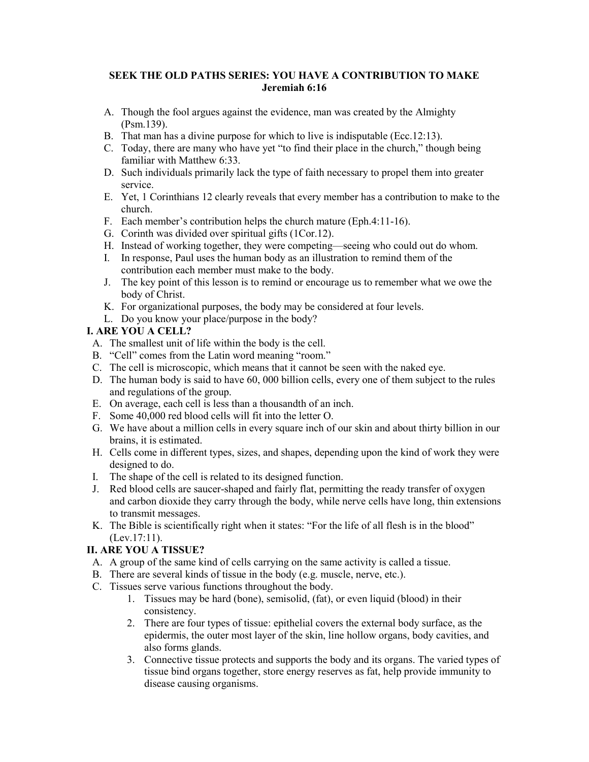**SEEK THE OLD PATHS SERIES: YOU HAVE A CONTRIBUTION TO MAKE**
**Jeremiah 6:16**

A. Though the fool argues against the evidence, man was created by the Almighty (Psm.139).
B. That man has a divine purpose for which to live is indisputable (Ecc.12:13).
C. Today, there are many who have yet "to find their place in the church," though being familiar with Matthew 6:33.
D. Such individuals primarily lack the type of faith necessary to propel them into greater service.
E. Yet, 1 Corinthians 12 clearly reveals that every member has a contribution to make to the church.
F. Each member's contribution helps the church mature (Eph.4:11-16).
G. Corinth was divided over spiritual gifts (1Cor.12).
H. Instead of working together, they were competing—seeing who could out do whom.
I. In response, Paul uses the human body as an illustration to remind them of the contribution each member must make to the body.
J. The key point of this lesson is to remind or encourage us to remember what we owe the body of Christ.
K. For organizational purposes, the body may be considered at four levels.
L. Do you know your place/purpose in the body?

**I. ARE YOU A CELL?**

A. The smallest unit of life within the body is the cell.
B. "Cell" comes from the Latin word meaning "room."
C. The cell is microscopic, which means that it cannot be seen with the naked eye.
D. The human body is said to have 60, 000 billion cells, every one of them subject to the rules and regulations of the group.
E. On average, each cell is less than a thousandth of an inch.
F. Some 40,000 red blood cells will fit into the letter O.
G. We have about a million cells in every square inch of our skin and about thirty billion in our brains, it is estimated.
H. Cells come in different types, sizes, and shapes, depending upon the kind of work they were designed to do.
I. The shape of the cell is related to its designed function.
J. Red blood cells are saucer-shaped and fairly flat, permitting the ready transfer of oxygen and carbon dioxide they carry through the body, while nerve cells have long, thin extensions to transmit messages.
K. The Bible is scientifically right when it states: "For the life of all flesh is in the blood" (Lev.17:11).

**II. ARE YOU A TISSUE?**

A. A group of the same kind of cells carrying on the same activity is called a tissue.
B. There are several kinds of tissue in the body (e.g. muscle, nerve, etc.).
C. Tissues serve various functions throughout the body.
   1. Tissues may be hard (bone), semisolid, (fat), or even liquid (blood) in their consistency.
   2. There are four types of tissue: epithelial covers the external body surface, as the epidermis, the outer most layer of the skin, line hollow organs, body cavities, and also forms glands.
   3. Connective tissue protects and supports the body and its organs. The varied types of tissue bind organs together, store energy reserves as fat, help provide immunity to disease causing organisms.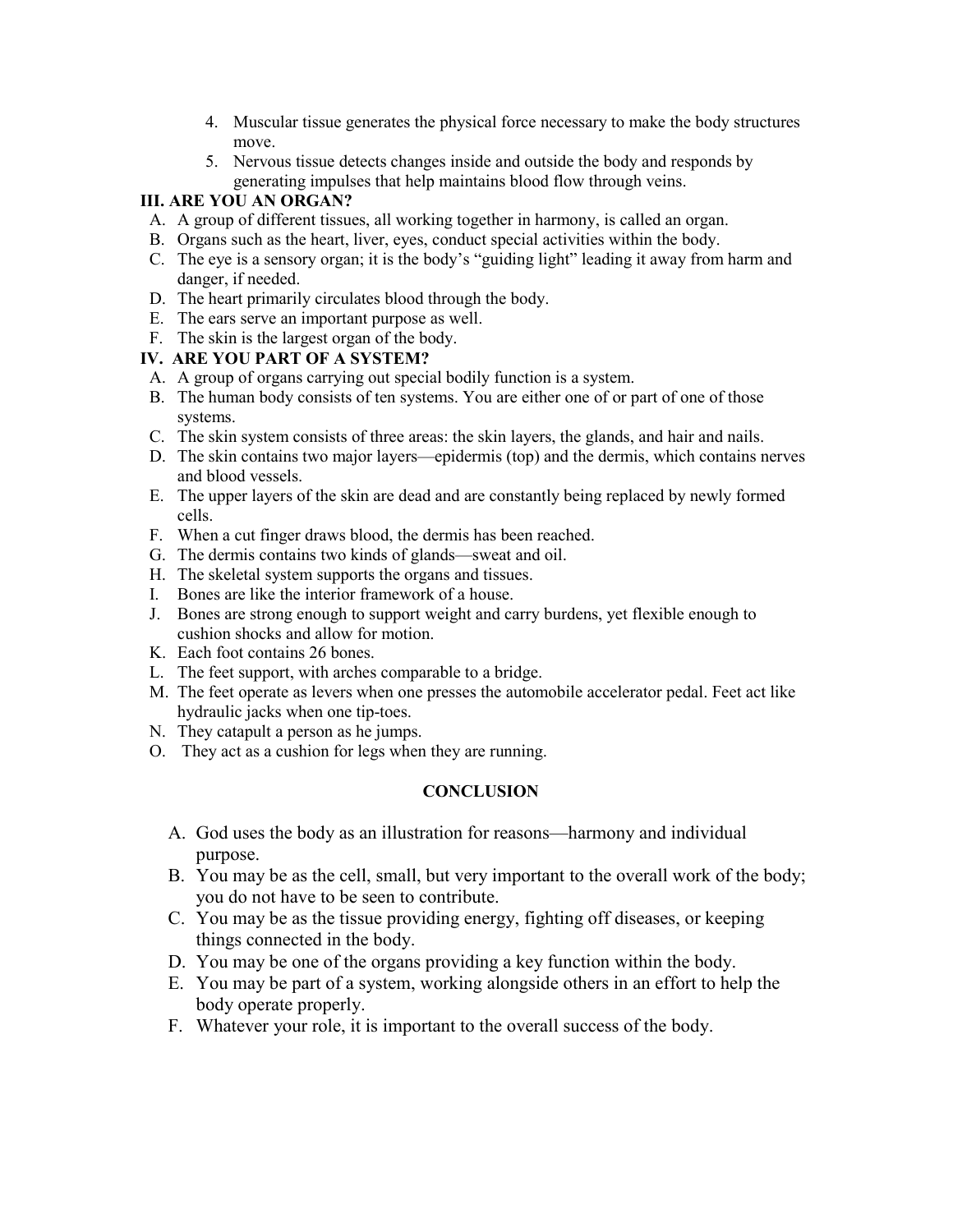4. Muscular tissue generates the physical force necessary to make the body structures move.
5. Nervous tissue detects changes inside and outside the body and responds by generating impulses that help maintains blood flow through veins.

**III. ARE YOU AN ORGAN?**

A. A group of different tissues, all working together in harmony, is called an organ.
B. Organs such as the heart, liver, eyes, conduct special activities within the body.
C. The eye is a sensory organ; it is the body's "guiding light" leading it away from harm and danger, if needed.
D. The heart primarily circulates blood through the body.
E. The ears serve an important purpose as well.
F. The skin is the largest organ of the body.

**IV. ARE YOU PART OF A SYSTEM?**

A. A group of organs carrying out special bodily function is a system.
B. The human body consists of ten systems. You are either one of or part of one of those systems.
C. The skin system consists of three areas: the skin layers, the glands, and hair and nails.
D. The skin contains two major layers—epidermis (top) and the dermis, which contains nerves and blood vessels.
E. The upper layers of the skin are dead and are constantly being replaced by newly formed cells.
F. When a cut finger draws blood, the dermis has been reached.
G. The dermis contains two kinds of glands—sweat and oil.
H. The skeletal system supports the organs and tissues.
I. Bones are like the interior framework of a house.
J. Bones are strong enough to support weight and carry burdens, yet flexible enough to cushion shocks and allow for motion.
K. Each foot contains 26 bones.
L. The feet support, with arches comparable to a bridge.
M. The feet operate as levers when one presses the automobile accelerator pedal. Feet act like hydraulic jacks when one tip-toes.
N. They catapult a person as he jumps.
O. They act as a cushion for legs when they are running.

**CONCLUSION**

A. God uses the body as an illustration for reasons—harmony and individual purpose.
B. You may be as the cell, small, but very important to the overall work of the body; you do not have to be seen to contribute.
C. You may be as the tissue providing energy, fighting off diseases, or keeping things connected in the body.
D. You may be one of the organs providing a key function within the body.
E. You may be part of a system, working alongside others in an effort to help the body operate properly.
F. Whatever your role, it is important to the overall success of the body.